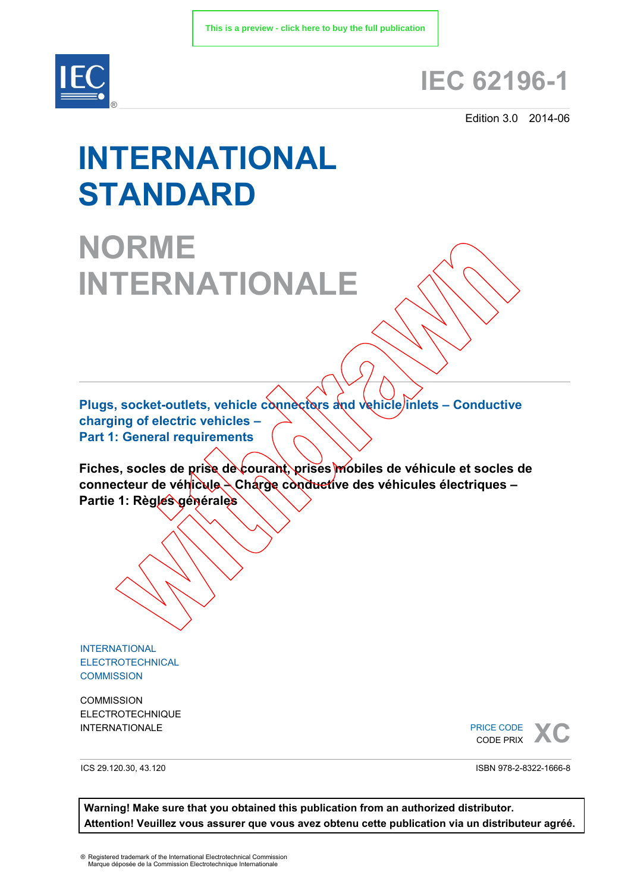This is a preview - click here to buy the full publication

IEC®

# IEC 62196-1

Edition 3.0 2014-06

# INTERNATIONAL STANDARD

# NORME INTERNATIONALE

Withdrawn

## Plugs, socket-outlets, vehicle connectors and vehicle inlets – Conductive charging of electric vehicles –
## Part 1: General requirements

**Fiches, socles de prise de courant, prises mobiles de véhicule et socles de connecteur de véhicule – Charge conductive des véhicules électriques – Partie 1: Règles générales**

INTERNATIONAL
ELECTROTECHNICAL
COMMISSION

COMMISSION
ELECTROTECHNIQUE
INTERNATIONALE

PRICE CODE
CODE PRIX XC

ICS 29.120.30, 43.120

ISBN 978-2-8322-1666-8

**Warning! Make sure that you obtained this publication from an authorized distributor.**
**Attention! Veuillez vous assurer que vous avez obtenu cette publication via un distributeur agréé.**

® Registered trademark of the International Electrotechnical Commission
Marque déposée de la Commission Electrotechnique Internationale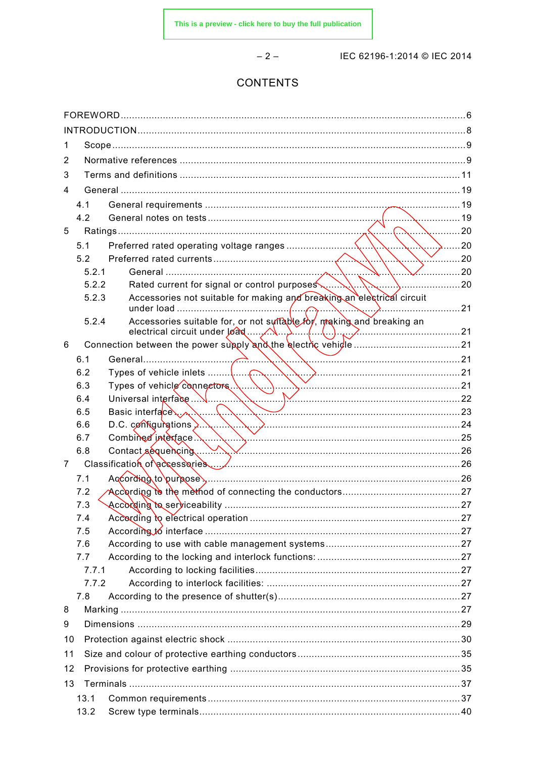# CONTENTS

FOREWORD .......................................................................................................................... 6

INTRODUCTION .................................................................................................................... 8

1 Scope .............................................................................................................................. 9

2 Normative references ...................................................................................................... 9

3 Terms and definitions .................................................................................................... 11

4 General ......................................................................................................................... 19

4.1 General requirements ............................................................................................ 19

4.2 General notes on tests ........................................................................................... 19

5 Ratings .......................................................................................................................... 20

5.1 Preferred rated operating voltage ranges ............................................................... 20

5.2 Preferred rated currents ......................................................................................... 20

5.2.1 General ......................................................................................................... 20

5.2.2 Rated current for signal or control purposes ................................................... 20

5.2.3 Accessories not suitable for making and breaking an electrical circuit under load ........................................................................................................ 21

5.2.4 Accessories suitable for, or not suitable for, making and breaking an electrical circuit under load ............................................................................ 21

6 Connection between the power supply and the electric vehicle ...................................... 21

6.1 General .................................................................................................................. 21

6.2 Types of vehicle inlets ............................................................................................ 21

6.3 Types of vehicle connectors ................................................................................... 21

6.4 Universal interface .................................................................................................. 22

6.5 Basic interface ........................................................................................................ 23

6.6 D.C. configurations ................................................................................................. 24

6.7 Combined interface ................................................................................................. 25

6.8 Contact sequencing ................................................................................................ 26

7 Classification of accessories .......................................................................................... 26

7.1 According to purpose .............................................................................................. 26

7.2 According to the method of connecting the conductors ............................................ 27

7.3 According to serviceability ....................................................................................... 27

7.4 According to electrical operation .............................................................................. 27

7.5 According to interface ............................................................................................. 27

7.6 According to use with cable management systems .................................................. 27

7.7 According to the locking and interlock functions: ..................................................... 27

7.7.1 According to locking facilities .......................................................................... 27

7.7.2 According to interlock facilities: ....................................................................... 27

7.8 According to the presence of shutter(s) ................................................................... 27

8 Marking ......................................................................................................................... 27

9 Dimensions .................................................................................................................... 29

10 Protection against electric shock ................................................................................... 30

11 Size and colour of protective earthing conductors .......................................................... 35

12 Provisions for protective earthing ................................................................................... 35

13 Terminals ...................................................................................................................... 37

13.1 Common requirements ............................................................................................ 37

13.2 Screw type terminals ............................................................................................... 40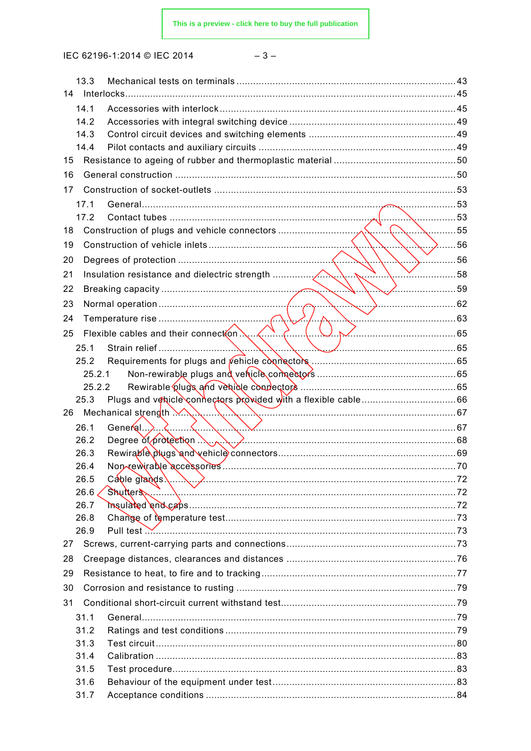13.3 Mechanical tests on terminals ....................................................................................43

14 Interlocks.......................................................................................................................45

14.1 Accessories with interlock ......................................................................................45

14.2 Accessories with integral switching device ...............................................................49

14.3 Control circuit devices and switching elements .........................................................49

14.4 Pilot contacts and auxiliary circuits .........................................................................49

15 Resistance to ageing of rubber and thermoplastic material .................................................50

16 General construction .......................................................................................................50

17 Construction of socket-outlets ..........................................................................................53

17.1 General...................................................................................................................53

17.2 Contact tubes .........................................................................................................53

18 Construction of plugs and vehicle connectors ....................................................................55

19 Construction of vehicle inlets ............................................................................................56

20 Degrees of protection .......................................................................................................56

21 Insulation resistance and dielectric strength ......................................................................58

22 Breaking capacity ............................................................................................................59

23 Normal operation .............................................................................................................62

24 Temperature rise ..............................................................................................................63

25 Flexible cables and their connection ..................................................................................65

25.1 Strain relief .............................................................................................................65

25.2 Requirements for plugs and vehicle connectors ........................................................65

25.2.1 Non-rewirable plugs and vehicle connectors ......................................................65

25.2.2 Rewirable plugs and vehicle connectors ...........................................................65

25.3 Plugs and vehicle connectors provided with a flexible cable .......................................66

26 Mechanical strength ........................................................................................................67

26.1 General...................................................................................................................67

26.2 Degree of protection ................................................................................................68

26.3 Rewirable plugs and vehicle connectors....................................................................69

26.4 Non-rewirable accessories ........................................................................................70

26.5 Cable glands...........................................................................................................72

26.6 Shutters..................................................................................................................72

26.7 Insulated end caps ...................................................................................................72

26.8 Change of temperature test.......................................................................................73

26.9 Pull test ..................................................................................................................73

27 Screws, current-carrying parts and connections..................................................................73

28 Creepage distances, clearances and distances ..................................................................76

29 Resistance to heat, to fire and to tracking..........................................................................77

30 Corrosion and resistance to rusting ...................................................................................79

31 Conditional short-circuit current withstand test...................................................................79

31.1 General...................................................................................................................79

31.2 Ratings and test conditions ......................................................................................79

31.3 Test circuit..............................................................................................................80

31.4 Calibration ..............................................................................................................83

31.5 Test procedure.........................................................................................................83

31.6 Behaviour of the equipment under test ......................................................................83

31.7 Acceptance conditions .............................................................................................84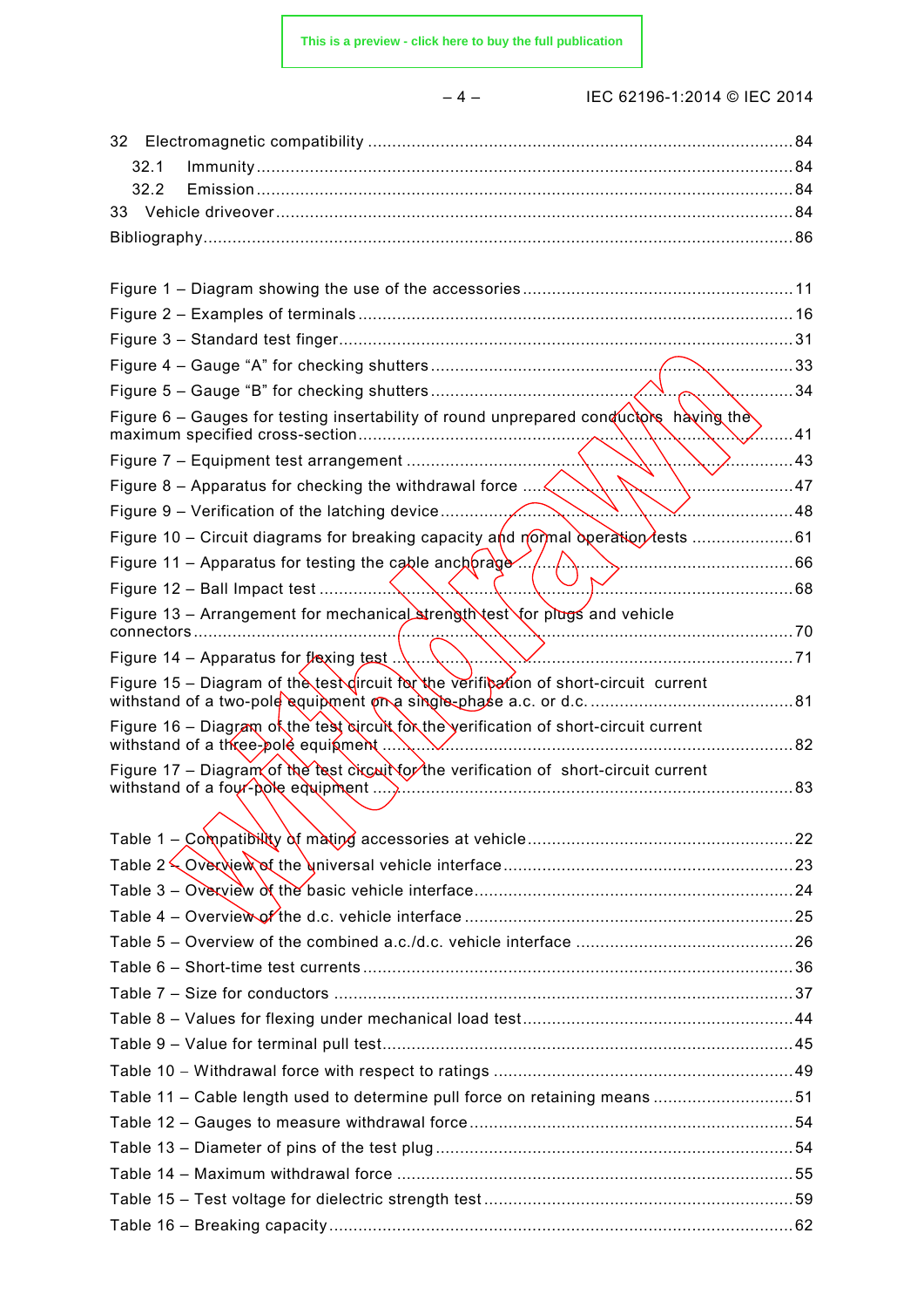32 Electromagnetic compatibility ........................................................................................ 84
  32.1 Immunity ............................................................................................................. 84
  32.2 Emission .............................................................................................................. 84
33 Vehicle driveover ......................................................................................................... 84
Bibliography ..................................................................................................................... 86

Figure 1 – Diagram showing the use of the accessories ........................................................ 11
Figure 2 – Examples of terminals ......................................................................................... 16
Figure 3 – Standard test finger ............................................................................................. 31
Figure 4 – Gauge “A” for checking shutters .......................................................................... 33
Figure 5 – Gauge “B” for checking shutters .......................................................................... 34
Figure 6 – Gauges for testing insertability of round unprepared conductors having the maximum specified cross-section ........................................................................................... 41
Figure 7 – Equipment test arrangement ............................................................................... 43
Figure 8 – Apparatus for checking the withdrawal force ........................................................ 47
Figure 9 – Verification of the latching device ........................................................................ 48
Figure 10 – Circuit diagrams for breaking capacity and normal operation tests ....................... 61
Figure 11 – Apparatus for testing the cable anchorage .......................................................... 66
Figure 12 – Ball Impact test ................................................................................................. 68
Figure 13 – Arrangement for mechanical strength test for plugs and vehicle connectors .......... 70
Figure 14 – Apparatus for flexing test ................................................................................... 71
Figure 15 – Diagram of the test circuit for the verification of short-circuit current withstand of a two-pole equipment on a single-phase a.c. or d.c. ........................................... 81
Figure 16 – Diagram of the test circuit for the verification of short-circuit current withstand of a three-pole equipment ........................................................................................ 82
Figure 17 – Diagram of the test circuit for the verification of short-circuit current withstand of a four-pole equipment .......................................................................................... 83

Table 1 – Compatibility of mating accessories at vehicle ........................................................ 22
Table 2 – Overview of the universal vehicle interface ............................................................ 23
Table 3 – Overview of the basic vehicle interface ................................................................... 24
Table 4 – Overview of the d.c. vehicle interface ..................................................................... 25
Table 5 – Overview of the combined a.c./d.c. vehicle interface .............................................. 26
Table 6 – Short-time test currents ......................................................................................... 36
Table 7 – Size for conductors ............................................................................................... 37
Table 8 – Values for flexing under mechanical load test ......................................................... 44
Table 9 – Value for terminal pull test ..................................................................................... 45
Table 10 – Withdrawal force with respect to ratings ............................................................... 49
Table 11 – Cable length used to determine pull force on retaining means ................................ 51
Table 12 – Gauges to measure withdrawal force .................................................................... 54
Table 13 – Diameter of pins of the test plug .......................................................................... 54
Table 14 – Maximum withdrawal force .................................................................................. 55
Table 15 – Test voltage for dielectric strength test ................................................................ 59
Table 16 – Breaking capacity ................................................................................................ 62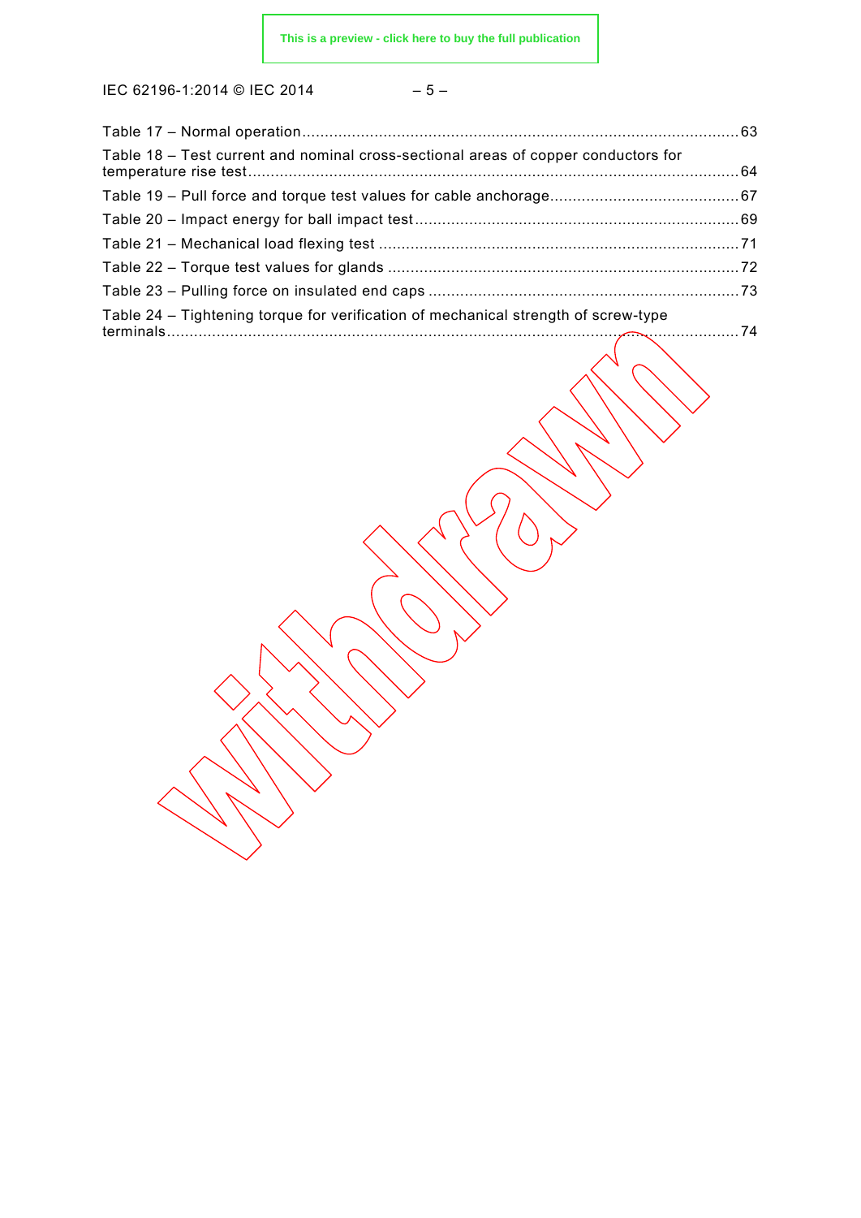Table 17 – Normal operation .......... 63

Table 18 – Test current and nominal cross-sectional areas of copper conductors for temperature rise test .......... 64

Table 19 – Pull force and torque test values for cable anchorage .......... 67

Table 20 – Impact energy for ball impact test .......... 69

Table 21 – Mechanical load flexing test .......... 71

Table 22 – Torque test values for glands .......... 72

Table 23 – Pulling force on insulated end caps .......... 73

Table 24 – Tightening torque for verification of mechanical strength of screw-type terminals .......... 74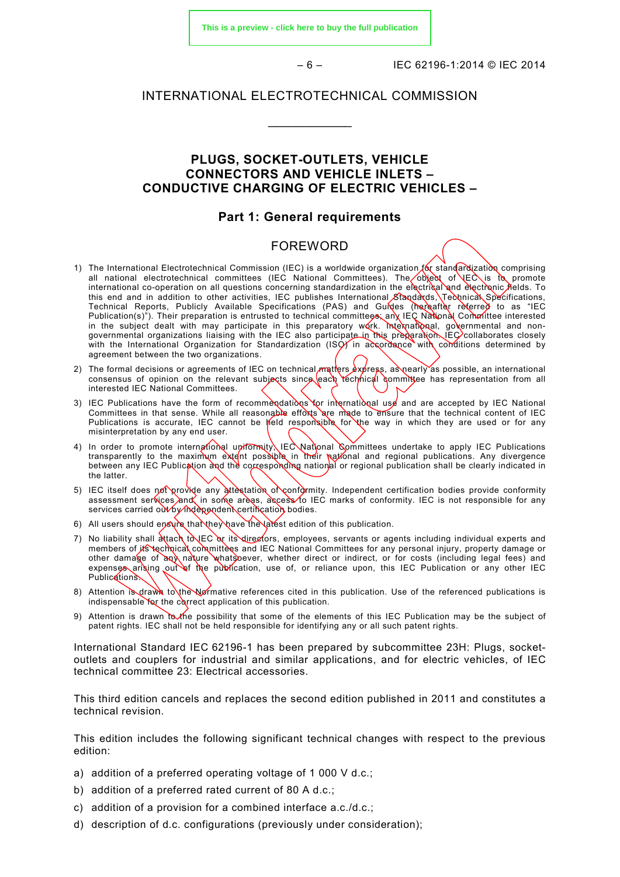# INTERNATIONAL ELECTROTECHNICAL COMMISSION

## PLUGS, SOCKET-OUTLETS, VEHICLE CONNECTORS AND VEHICLE INLETS – CONDUCTIVE CHARGING OF ELECTRIC VEHICLES –

### Part 1: General requirements

## FOREWORD

1) The International Electrotechnical Commission (IEC) is a worldwide organization for standardization comprising all national electrotechnical committees (IEC National Committees). The object of IEC is to promote international co-operation on all questions concerning standardization in the electrical and electronic fields. To this end and in addition to other activities, IEC publishes International Standards, Technical Specifications, Technical Reports, Publicly Available Specifications (PAS) and Guides (hereafter referred to as "IEC Publication(s)"). Their preparation is entrusted to technical committees; any IEC National Committee interested in the subject dealt with may participate in this preparatory work. International, governmental and non-governmental organizations liaising with the IEC also participate in this preparation. IEC collaborates closely with the International Organization for Standardization (ISO) in accordance with conditions determined by agreement between the two organizations.
2) The formal decisions or agreements of IEC on technical matters express, as nearly as possible, an international consensus of opinion on the relevant subjects since each technical committee has representation from all interested IEC National Committees.
3) IEC Publications have the form of recommendations for international use and are accepted by IEC National Committees in that sense. While all reasonable efforts are made to ensure that the technical content of IEC Publications is accurate, IEC cannot be held responsible for the way in which they are used or for any misinterpretation by any end user.
4) In order to promote international uniformity, IEC National Committees undertake to apply IEC Publications transparently to the maximum extent possible in their national and regional publications. Any divergence between any IEC Publication and the corresponding national or regional publication shall be clearly indicated in the latter.
5) IEC itself does not provide any attestation of conformity. Independent certification bodies provide conformity assessment services and, in some areas, access to IEC marks of conformity. IEC is not responsible for any services carried out by independent certification bodies.
6) All users should ensure that they have the latest edition of this publication.
7) No liability shall attach to IEC or its directors, employees, servants or agents including individual experts and members of its technical committees and IEC National Committees for any personal injury, property damage or other damage of any nature whatsoever, whether direct or indirect, or for costs (including legal fees) and expenses arising out of the publication, use of, or reliance upon, this IEC Publication or any other IEC Publications.
8) Attention is drawn to the Normative references cited in this publication. Use of the referenced publications is indispensable for the correct application of this publication.
9) Attention is drawn to the possibility that some of the elements of this IEC Publication may be the subject of patent rights. IEC shall not be held responsible for identifying any or all such patent rights.

International Standard IEC 62196-1 has been prepared by subcommittee 23H: Plugs, socket-outlets and couplers for industrial and similar applications, and for electric vehicles, of IEC technical committee 23: Electrical accessories.

This third edition cancels and replaces the second edition published in 2011 and constitutes a technical revision.

This edition includes the following significant technical changes with respect to the previous edition:

a) addition of a preferred operating voltage of 1 000 V d.c.;
b) addition of a preferred rated current of 80 A d.c.;
c) addition of a provision for a combined interface a.c./d.c.;
d) description of d.c. configurations (previously under consideration);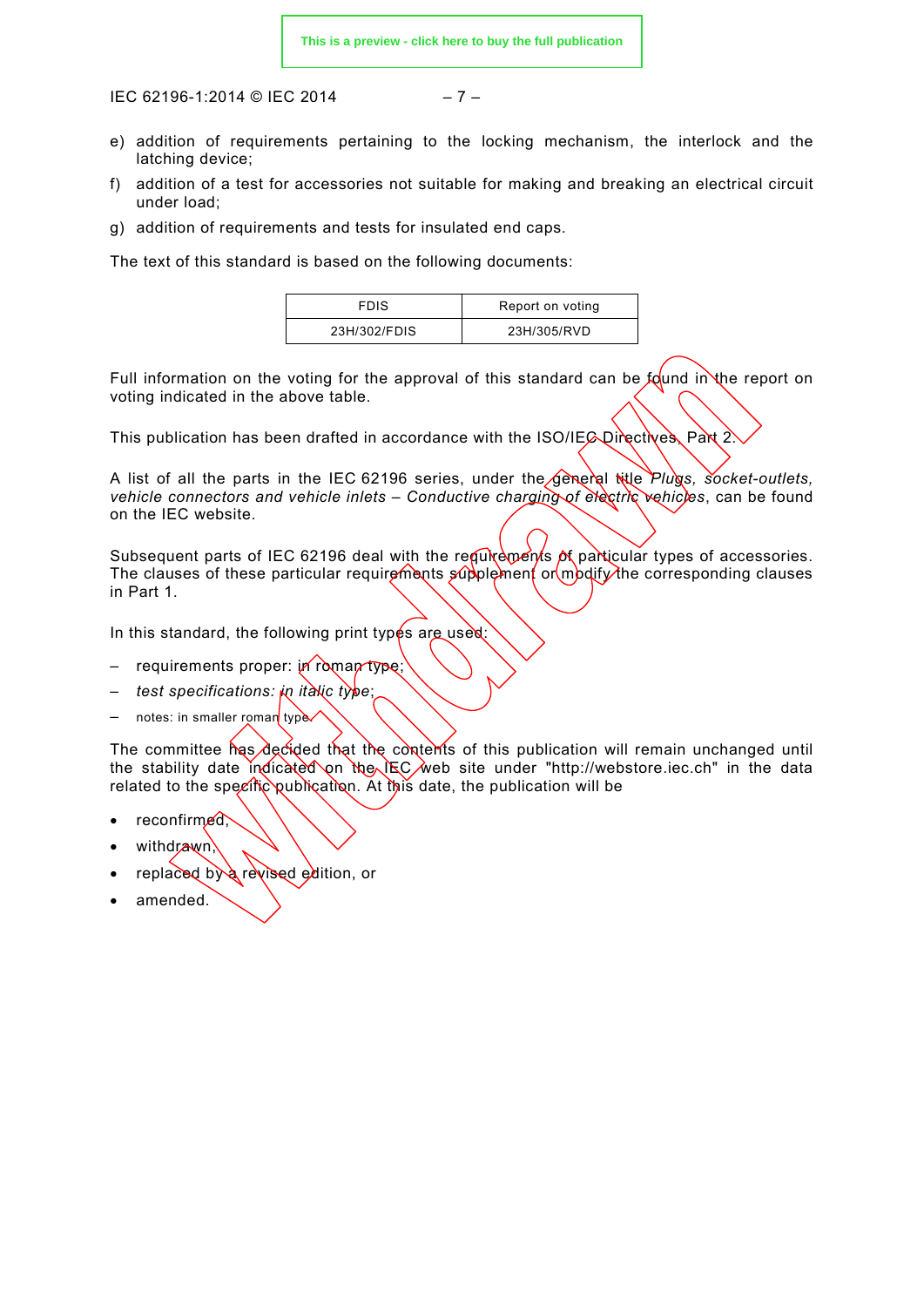e) addition of requirements pertaining to the locking mechanism, the interlock and the latching device;

f) addition of a test for accessories not suitable for making and breaking an electrical circuit under load;

g) addition of requirements and tests for insulated end caps.

The text of this standard is based on the following documents:

| FDIS | Report on voting |
|---|---|
| 23H/302/FDIS | 23H/305/RVD |

Full information on the voting for the approval of this standard can be found in the report on voting indicated in the above table.

This publication has been drafted in accordance with the ISO/IEC Directives, Part 2.

A list of all the parts in the IEC 62196 series, under the general title *Plugs, socket-outlets, vehicle connectors and vehicle inlets – Conductive charging of electric vehicles*, can be found on the IEC website.

Subsequent parts of IEC 62196 deal with the requirements of particular types of accessories. The clauses of these particular requirements supplement or modify the corresponding clauses in Part 1.

In this standard, the following print types are used:

– requirements proper: in roman type;

– *test specifications: in italic type*;

– notes: in smaller roman type.

The committee has decided that the contents of this publication will remain unchanged until the stability date indicated on the IEC web site under "http://webstore.iec.ch" in the data related to the specific publication. At this date, the publication will be

- reconfirmed,
- withdrawn,
- replaced by a revised edition, or
- amended.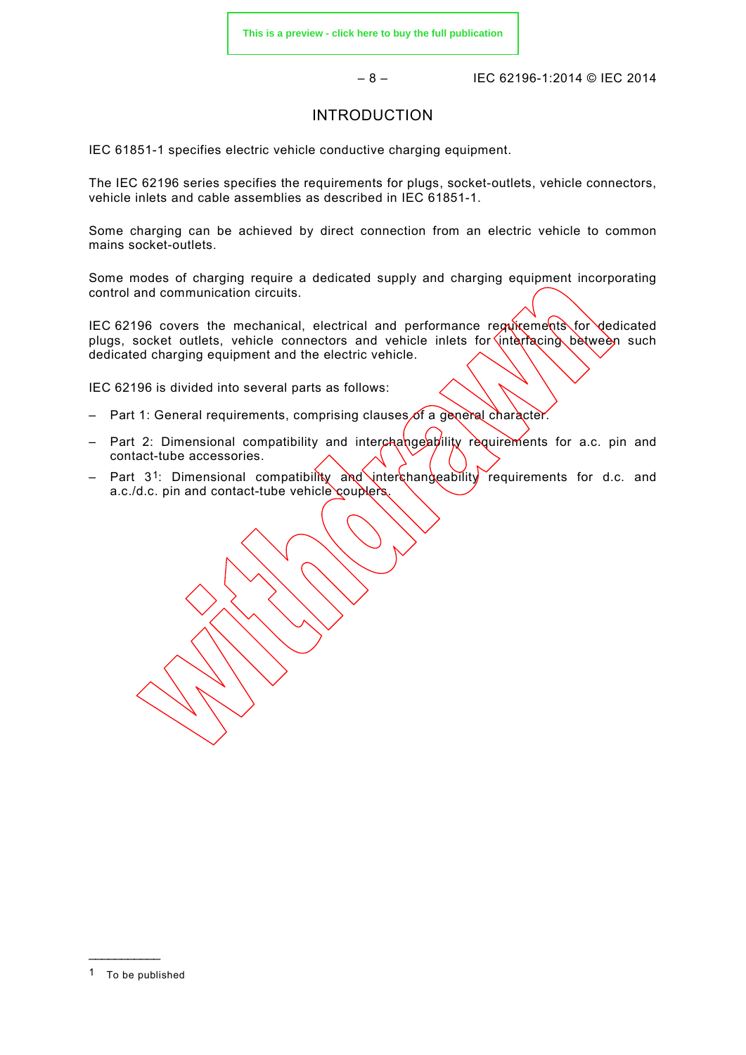# INTRODUCTION

IEC 61851-1 specifies electric vehicle conductive charging equipment.

The IEC 62196 series specifies the requirements for plugs, socket-outlets, vehicle connectors, vehicle inlets and cable assemblies as described in IEC 61851-1.

Some charging can be achieved by direct connection from an electric vehicle to common mains socket-outlets.

Some modes of charging require a dedicated supply and charging equipment incorporating control and communication circuits.

IEC 62196 covers the mechanical, electrical and performance requirements for dedicated plugs, socket outlets, vehicle connectors and vehicle inlets for interfacing between such dedicated charging equipment and the electric vehicle.

IEC 62196 is divided into several parts as follows:

– Part 1: General requirements, comprising clauses of a general character.

– Part 2: Dimensional compatibility and interchangeability requirements for a.c. pin and contact-tube accessories.

– Part 3[1]: Dimensional compatibility and interchangeability requirements for d.c. and a.c./d.c. pin and contact-tube vehicle couplers.

---

[1] To be published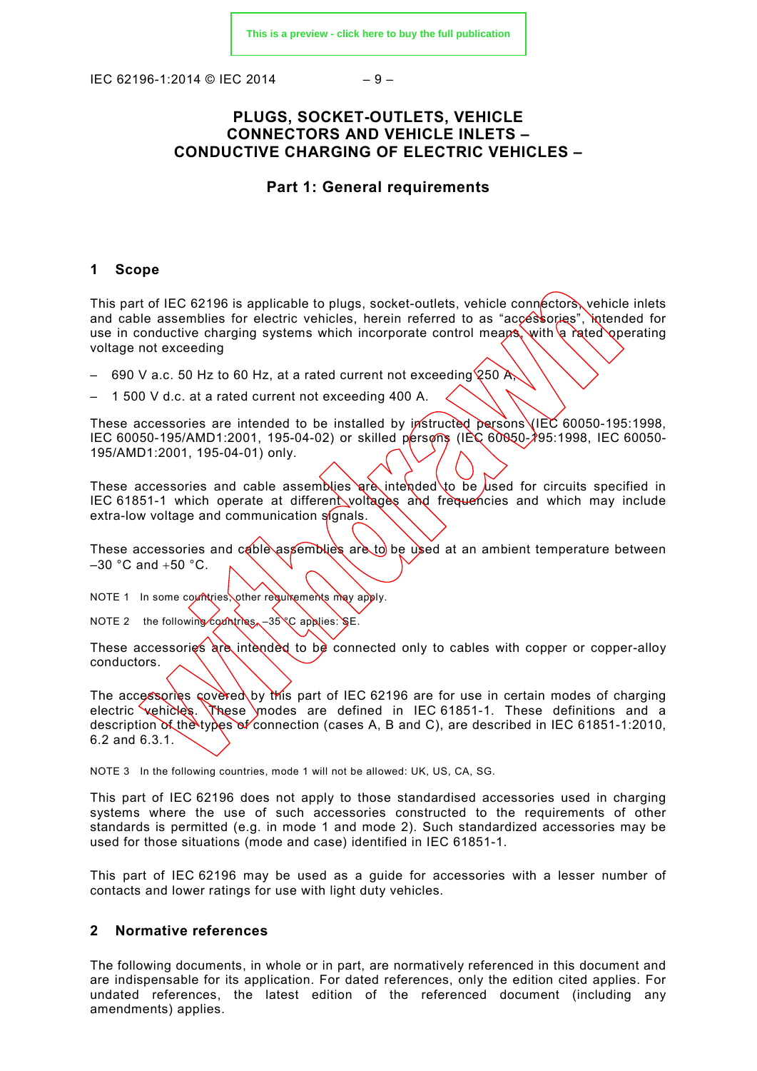# PLUGS, SOCKET-OUTLETS, VEHICLE CONNECTORS AND VEHICLE INLETS – CONDUCTIVE CHARGING OF ELECTRIC VEHICLES –

## Part 1: General requirements

## 1 Scope

This part of IEC 62196 is applicable to plugs, socket-outlets, vehicle connectors, vehicle inlets and cable assemblies for electric vehicles, herein referred to as “accessories”, intended for use in conductive charging systems which incorporate control means, with a rated operating voltage not exceeding

- 690 V a.c. 50 Hz to 60 Hz, at a rated current not exceeding 250 A,
- 1 500 V d.c. at a rated current not exceeding 400 A.

These accessories are intended to be installed by instructed persons (IEC 60050-195:1998, IEC 60050-195/AMD1:2001, 195-04-02) or skilled persons (IEC 60050-195:1998, IEC 60050-195/AMD1:2001, 195-04-01) only.

These accessories and cable assemblies are intended to be used for circuits specified in IEC 61851-1 which operate at different voltages and frequencies and which may include extra-low voltage and communication signals.

These accessories and cable assemblies are to be used at an ambient temperature between –30 °C and +50 °C.

NOTE 1 In some countries, other requirements may apply.

NOTE 2 the following countries, –35 °C applies: SE.

These accessories are intended to be connected only to cables with copper or copper-alloy conductors.

The accessories covered by this part of IEC 62196 are for use in certain modes of charging electric vehicles. These modes are defined in IEC 61851-1. These definitions and a description of the types of connection (cases A, B and C), are described in IEC 61851-1:2010, 6.2 and 6.3.1.

NOTE 3 In the following countries, mode 1 will not be allowed: UK, US, CA, SG.

This part of IEC 62196 does not apply to those standardised accessories used in charging systems where the use of such accessories constructed to the requirements of other standards is permitted (e.g. in mode 1 and mode 2). Such standardized accessories may be used for those situations (mode and case) identified in IEC 61851-1.

This part of IEC 62196 may be used as a guide for accessories with a lesser number of contacts and lower ratings for use with light duty vehicles.

## 2 Normative references

The following documents, in whole or in part, are normatively referenced in this document and are indispensable for its application. For dated references, only the edition cited applies. For undated references, the latest edition of the referenced document (including any amendments) applies.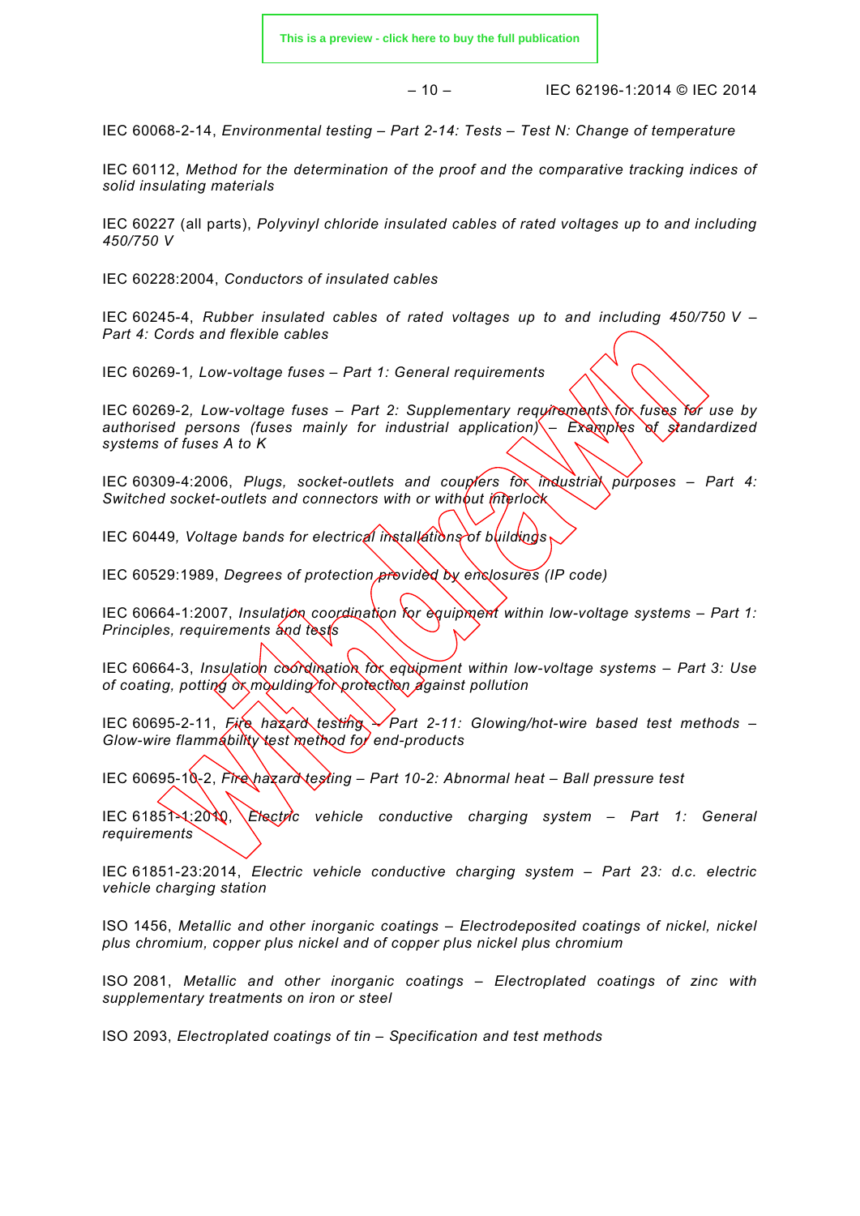IEC 60068-2-14, *Environmental testing – Part 2-14: Tests – Test N: Change of temperature*

IEC 60112, *Method for the determination of the proof and the comparative tracking indices of solid insulating materials*

IEC 60227 (all parts), *Polyvinyl chloride insulated cables of rated voltages up to and including 450/750 V*

IEC 60228:2004, *Conductors of insulated cables*

IEC 60245-4, *Rubber insulated cables of rated voltages up to and including 450/750 V – Part 4: Cords and flexible cables*

IEC 60269-1, *Low-voltage fuses – Part 1: General requirements*

IEC 60269-2, *Low-voltage fuses – Part 2: Supplementary requirements for fuses for use by authorised persons (fuses mainly for industrial application) – Examples of standardized systems of fuses A to K*

IEC 60309-4:2006, *Plugs, socket-outlets and couplers for industrial purposes – Part 4: Switched socket-outlets and connectors with or without interlock*

IEC 60449, *Voltage bands for electrical installations of buildings*

IEC 60529:1989, *Degrees of protection provided by enclosures (IP code)*

IEC 60664-1:2007, *Insulation coordination for equipment within low-voltage systems – Part 1: Principles, requirements and tests*

IEC 60664-3, *Insulation coordination for equipment within low-voltage systems – Part 3: Use of coating, potting or moulding for protection against pollution*

IEC 60695-2-11, *Fire hazard testing – Part 2-11: Glowing/hot-wire based test methods – Glow-wire flammability test method for end-products*

IEC 60695-10-2, *Fire hazard testing – Part 10-2: Abnormal heat – Ball pressure test*

IEC 61851-1:2010, *Electric vehicle conductive charging system – Part 1: General requirements*

IEC 61851-23:2014, *Electric vehicle conductive charging system – Part 23: d.c. electric vehicle charging station*

ISO 1456, *Metallic and other inorganic coatings – Electrodeposited coatings of nickel, nickel plus chromium, copper plus nickel and of copper plus nickel plus chromium*

ISO 2081, *Metallic and other inorganic coatings – Electroplated coatings of zinc with supplementary treatments on iron or steel*

ISO 2093, *Electroplated coatings of tin – Specification and test methods*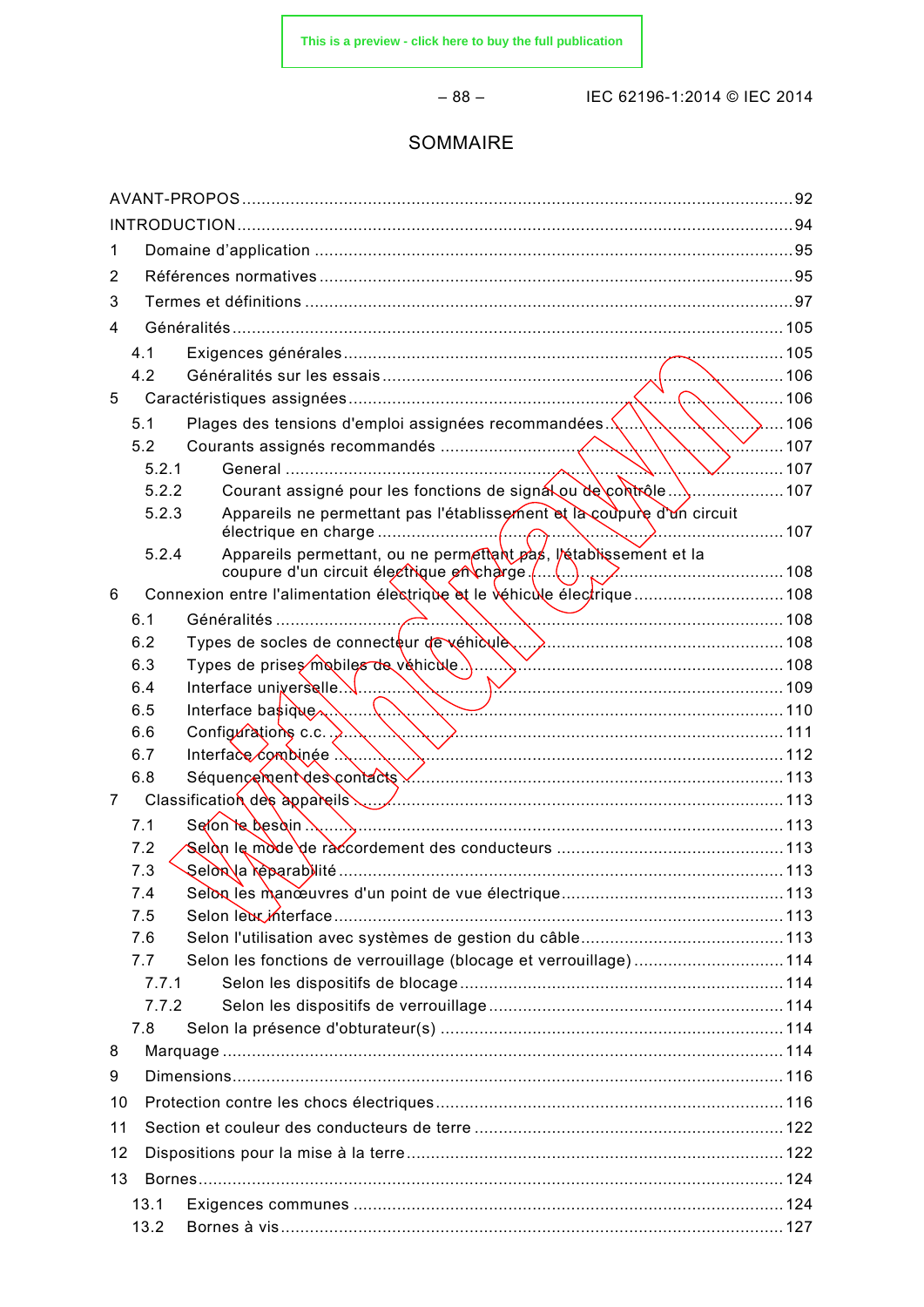# SOMMAIRE

AVANT-PROPOS ....................................................................................................................92
INTRODUCTION ....................................................................................................................94
1 Domaine d'application ......................................................................................................95
2 Références normatives .....................................................................................................95
3 Termes et définitions ........................................................................................................97
4 Généralités ......................................................................................................................105
  4.1 Exigences générales ..................................................................................................105
  4.2 Généralités sur les essais ..........................................................................................106
5 Caractéristiques assignées ..............................................................................................106
  5.1 Plages des tensions d'emploi assignées recommandées .............................................106
  5.2 Courants assignés recommandés ..............................................................................107
    5.2.1 General ..............................................................................................................107
    5.2.2 Courant assigné pour les fonctions de signal ou de contrôle ..............................107
    5.2.3 Appareils ne permettant pas l'établissement et la coupure d'un circuit électrique en charge ..........................................................................................................107
    5.2.4 Appareils permettant, ou ne permettant pas, l'établissement et la coupure d'un circuit électrique en charge ..........................................................108
6 Connexion entre l'alimentation électrique et le véhicule électrique .....................................108
  6.1 Généralités ................................................................................................................108
  6.2 Types de socles de connecteur de véhicule ................................................................108
  6.3 Types de prises mobiles de véhicule ..........................................................................108
  6.4 Interface universelle ...................................................................................................109
  6.5 Interface basique .......................................................................................................110
  6.6 Configurations c.c. .....................................................................................................111
  6.7 Interface combinée ....................................................................................................112
  6.8 Séquencement des contacts .......................................................................................113
7 Classification des appareils ..............................................................................................113
  7.1 Selon le besoin ..........................................................................................................113
  7.2 Selon le mode de raccordement des conducteurs .......................................................113
  7.3 Selon la réparabilité ...................................................................................................113
  7.4 Selon les manœuvres d'un point de vue électrique .....................................................113
  7.5 Selon leur interface ...................................................................................................113
  7.6 Selon l'utilisation avec systèmes de gestion du câble ..................................................113
  7.7 Selon les fonctions de verrouillage (blocage et verrouillage) ........................................114
    7.7.1 Selon les dispositifs de blocage ..........................................................................114
    7.7.2 Selon les dispositifs de verrouillage .....................................................................114
  7.8 Selon la présence d'obturateur(s) ...............................................................................114
8 Marquage .........................................................................................................................114
9 Dimensions .......................................................................................................................116
10 Protection contre les chocs électriques ...........................................................................116
11 Section et couleur des conducteurs de terre ...................................................................122
12 Dispositions pour la mise à la terre .................................................................................122
13 Bornes ............................................................................................................................124
  13.1 Exigences communes ..............................................................................................124
  13.2 Bornes à vis .............................................................................................................127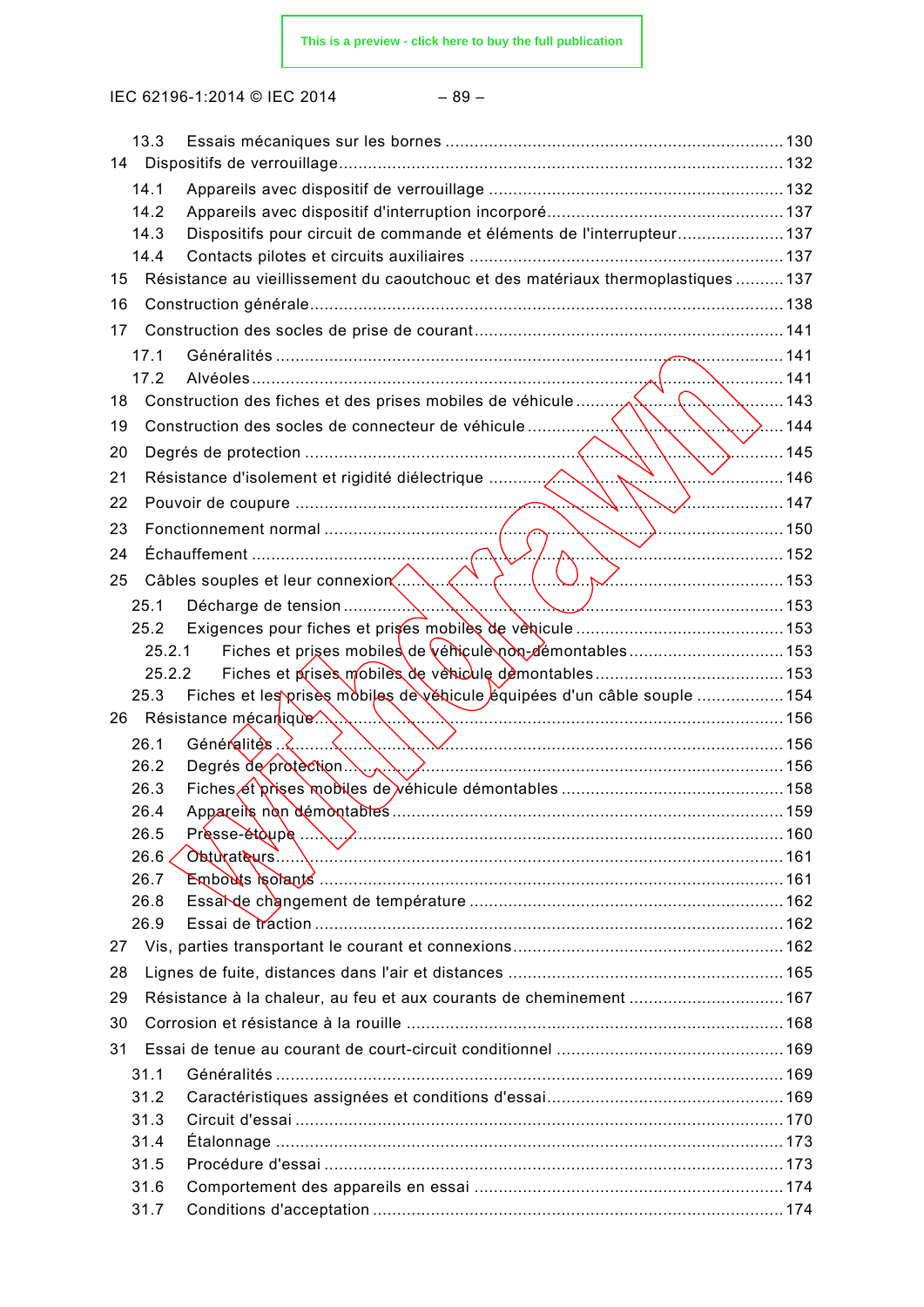13.3 Essais mécaniques sur les bornes ..................................................................... 130

14 Dispositifs de verrouillage ........................................................................................ 132

14.1 Appareils avec dispositif de verrouillage ............................................................ 132

14.2 Appareils avec dispositif d'interruption incorporé ................................................ 137

14.3 Dispositifs pour circuit de commande et éléments de l'interrupteur ...................... 137

14.4 Contacts pilotes et circuits auxiliaires ................................................................. 137

15 Résistance au vieillissement du caoutchouc et des matériaux thermoplastiques .......... 137

16 Construction générale ............................................................................................... 138

17 Construction des socles de prise de courant .............................................................. 141

17.1 Généralités ....................................................................................................... 141

17.2 Alvéoles ........................................................................................................... 141

18 Construction des fiches et des prises mobiles de véhicule ........................................... 143

19 Construction des socles de connecteur de véhicule .................................................... 144

20 Degrés de protection ................................................................................................. 145

21 Résistance d'isolement et rigidité diélectrique ............................................................. 146

22 Pouvoir de coupure ................................................................................................... 147

23 Fonctionnement normal ............................................................................................. 150

24 Échauffement ........................................................................................................... 152

25 Câbles souples et leur connexion ............................................................................... 153

25.1 Décharge de tension .......................................................................................... 153

25.2 Exigences pour fiches et prises mobiles de véhicule ........................................... 153

25.2.1 Fiches et prises mobiles de véhicule non-démontables ................................ 153

25.2.2 Fiches et prises mobiles de véhicule démontables ....................................... 153

25.3 Fiches et les prises mobiles de véhicule équipées d'un câble souple ................... 154

26 Résistance mécanique ............................................................................................... 156

26.1 Généralités ....................................................................................................... 156

26.2 Degrés de protection ......................................................................................... 156

26.3 Fiches et prises mobiles de véhicule démontables .............................................. 158

26.4 Appareils non démontables ................................................................................ 159

26.5 Presse-étoupe ................................................................................................... 160

26.6 Obturateurs ....................................................................................................... 161

26.7 Embouts isolants ............................................................................................... 161

26.8 Essai de changement de température ................................................................. 162

26.9 Essai de traction ................................................................................................ 162

27 Vis, parties transportant le courant et connexions ....................................................... 162

28 Lignes de fuite, distances dans l'air et distances ......................................................... 165

29 Résistance à la chaleur, au feu et aux courants de cheminement ................................. 167

30 Corrosion et résistance à la rouille ............................................................................. 168

31 Essai de tenue au courant de court-circuit conditionnel ............................................... 169

31.1 Généralités ....................................................................................................... 169

31.2 Caractéristiques assignées et conditions d'essai ................................................. 169

31.3 Circuit d'essai .................................................................................................... 170

31.4 Étalonnage ........................................................................................................ 173

31.5 Procédure d'essai .............................................................................................. 173

31.6 Comportement des appareils en essai ................................................................ 174

31.7 Conditions d'acceptation .................................................................................... 174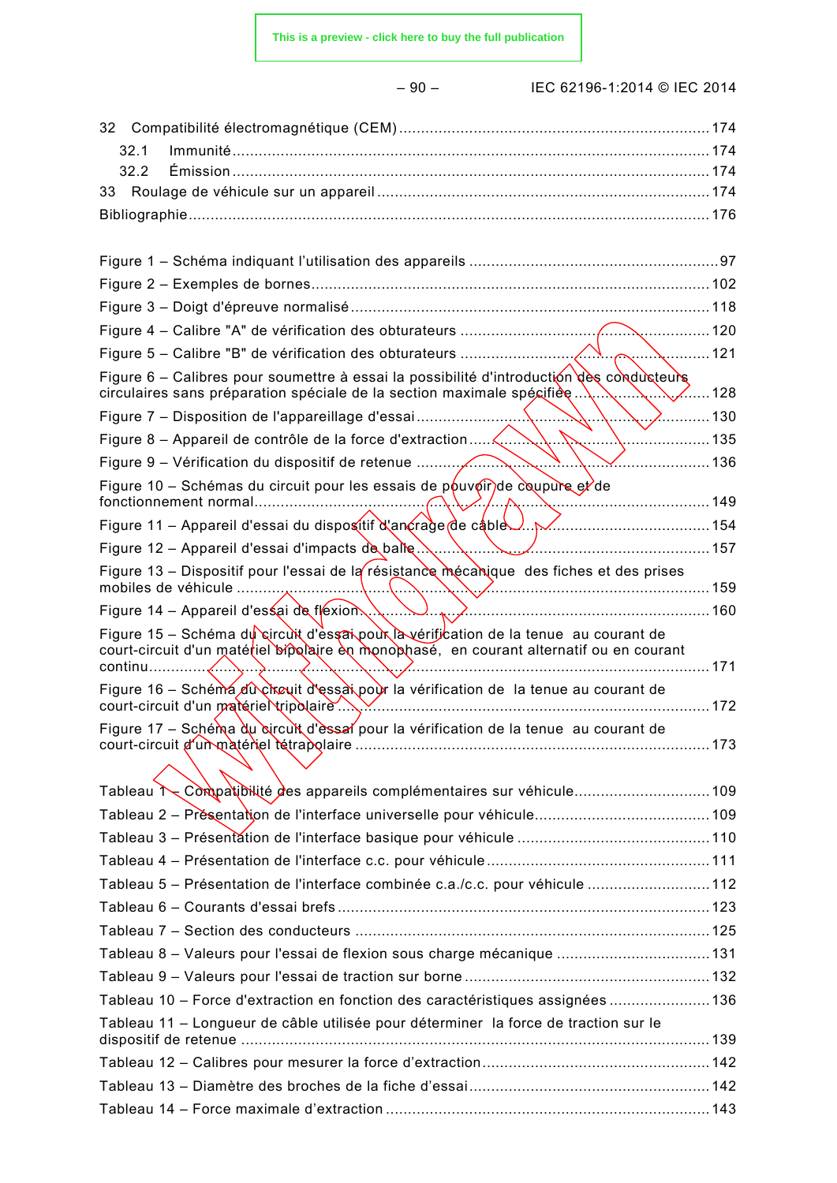32 Compatibilité électromagnétique (CEM) ........................................................................ 174

 32.1 Immunité ........................................................................................................... 174

 32.2 Émission ............................................................................................................ 174

33 Roulage de véhicule sur un appareil ............................................................................ 174

Bibliographie ...................................................................................................................... 176

Figure 1 – Schéma indiquant l'utilisation des appareils ........................................................ 97

Figure 2 – Exemples de bornes ......................................................................................... 102

Figure 3 – Doigt d'épreuve normalisé ................................................................................. 118

Figure 4 – Calibre "A" de vérification des obturateurs .......................................................... 120

Figure 5 – Calibre "B" de vérification des obturateurs .......................................................... 121

Figure 6 – Calibres pour soumettre à essai la possibilité d'introduction des conducteurs circulaires sans préparation spéciale de la section maximale spécifiée ................................. 128

Figure 7 – Disposition de l'appareillage d'essai .................................................................. 130

Figure 8 – Appareil de contrôle de la force d'extraction ........................................................ 135

Figure 9 – Vérification du dispositif de retenue ................................................................... 136

Figure 10 – Schémas du circuit pour les essais de pouvoir de coupure et de fonctionnement normal ...................................................................................................... 149

Figure 11 – Appareil d'essai du dispositif d'ancrage de câble ............................................... 154

Figure 12 – Appareil d'essai d'impacts de balle ................................................................... 157

Figure 13 – Dispositif pour l'essai de la résistance mécanique des fiches et des prises mobiles de véhicule .......................................................................................................... 159

Figure 14 – Appareil d'essai de flexion ................................................................................ 160

Figure 15 – Schéma du circuit d'essai pour la vérification de la tenue au courant de court-circuit d'un matériel bipolaire en monophasé, en courant alternatif ou en courant continu ............................................................................................................................... 171

Figure 16 – Schéma du circuit d'essai pour la vérification de la tenue au courant de court-circuit d'un matériel tripolaire ................................................................................... 172

Figure 17 – Schéma du circuit d'essai pour la vérification de la tenue au courant de court-circuit d'un matériel tétrapolaire ................................................................................. 173

Tableau 1 – Compatibilité des appareils complémentaires sur véhicule ................................ 109

Tableau 2 – Présentation de l'interface universelle pour véhicule ......................................... 109

Tableau 3 – Présentation de l'interface basique pour véhicule ............................................. 110

Tableau 4 – Présentation de l'interface c.c. pour véhicule .................................................... 111

Tableau 5 – Présentation de l'interface combinée c.a./c.c. pour véhicule ............................. 112

Tableau 6 – Courants d'essai brefs ..................................................................................... 123

Tableau 7 – Section des conducteurs ................................................................................. 125

Tableau 8 – Valeurs pour l'essai de flexion sous charge mécanique .................................... 131

Tableau 9 – Valeurs pour l'essai de traction sur borne ......................................................... 132

Tableau 10 – Force d'extraction en fonction des caractéristiques assignées ......................... 136

Tableau 11 – Longueur de câble utilisée pour déterminer la force de traction sur le dispositif de retenue ......................................................................................................... 139

Tableau 12 – Calibres pour mesurer la force d'extraction ..................................................... 142

Tableau 13 – Diamètre des broches de la fiche d'essai ........................................................ 142

Tableau 14 – Force maximale d'extraction .......................................................................... 143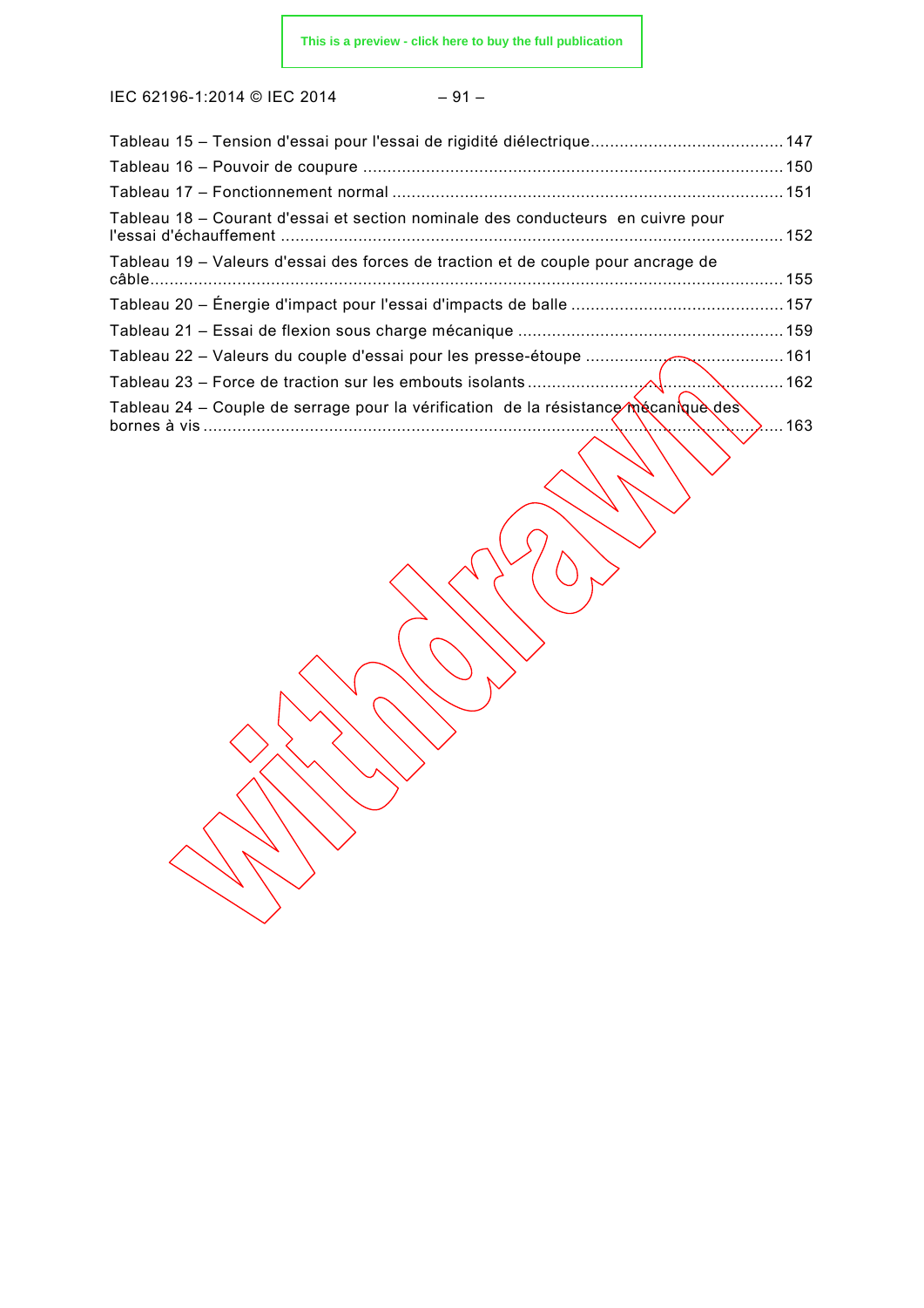Tableau 15 – Tension d'essai pour l'essai de rigidité diélectrique........................................147
Tableau 16 – Pouvoir de coupure ........................................................................................150
Tableau 17 – Fonctionnement normal ..................................................................................151
Tableau 18 – Courant d'essai et section nominale des conducteurs en cuivre pour l'essai d'échauffement ..........................................................................................................152
Tableau 19 – Valeurs d'essai des forces de traction et de couple pour ancrage de câble..................................................................................................................................155
Tableau 20 – Énergie d'impact pour l'essai d'impacts de balle ............................................157
Tableau 21 – Essai de flexion sous charge mécanique .......................................................159
Tableau 22 – Valeurs du couple d'essai pour les presse-étoupe ..........................................161
Tableau 23 – Force de traction sur les embouts isolants ......................................................162
Tableau 24 – Couple de serrage pour la vérification de la résistance mécanique des bornes à vis ..........................................................................................................................163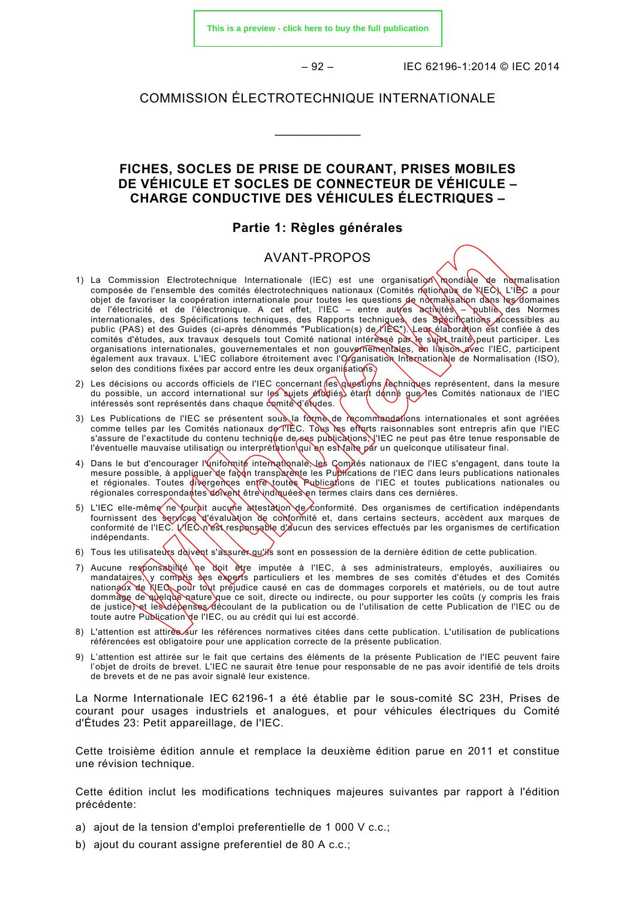# COMMISSION ÉLECTROTECHNIQUE INTERNATIONALE

____________

## FICHES, SOCLES DE PRISE DE COURANT, PRISES MOBILES DE VÉHICULE ET SOCLES DE CONNECTEUR DE VÉHICULE – CHARGE CONDUCTIVE DES VÉHICULES ÉLECTRIQUES –

### Partie 1: Règles générales

## AVANT-PROPOS

1) La Commission Electrotechnique Internationale (IEC) est une organisation mondiale de normalisation composée de l'ensemble des comités électrotechniques nationaux (Comités nationaux de l'IEC). L'IEC a pour objet de favoriser la coopération internationale pour toutes les questions de normalisation dans les domaines de l'électricité et de l'électronique. A cet effet, l'IEC – entre autres activités – publie des Normes internationales, des Spécifications techniques, des Rapports techniques, des Spécifications accessibles au public (PAS) et des Guides (ci-après dénommés "Publication(s) de l'IEC"). Leur élaboration est confiée à des comités d'études, aux travaux desquels tout Comité national intéressé par le sujet traité peut participer. Les organisations internationales, gouvernementales et non gouvernementales, en liaison avec l'IEC, participent également aux travaux. L'IEC collabore étroitement avec l'Organisation Internationale de Normalisation (ISO), selon des conditions fixées par accord entre les deux organisations.

2) Les décisions ou accords officiels de l'IEC concernant les questions techniques représentent, dans la mesure du possible, un accord international sur les sujets étudiés, étant donné que les Comités nationaux de l'IEC intéressés sont représentés dans chaque comité d'études.

3) Les Publications de l'IEC se présentent sous la forme de recommandations internationales et sont agréées comme telles par les Comités nationaux de l'IEC. Tous les efforts raisonnables sont entrepris afin que l'IEC s'assure de l'exactitude du contenu technique de ses publications; l'IEC ne peut pas être tenue responsable de l'éventuelle mauvaise utilisation ou interprétation qui en est faite par un quelconque utilisateur final.

4) Dans le but d'encourager l'uniformité internationale, les Comités nationaux de l'IEC s'engagent, dans toute la mesure possible, à appliquer de façon transparente les Publications de l'IEC dans leurs publications nationales et régionales. Toutes divergences entre toutes Publications de l'IEC et toutes publications nationales ou régionales correspondantes doivent être indiquées en termes clairs dans ces dernières.

5) L'IEC elle-même ne fournit aucune attestation de conformité. Des organismes de certification indépendants fournissent des services d'évaluation de conformité et, dans certains secteurs, accèdent aux marques de conformité de l'IEC. L'IEC n'est responsable d'aucun des services effectués par les organismes de certification indépendants.

6) Tous les utilisateurs doivent s'assurer qu'ils sont en possession de la dernière édition de cette publication.

7) Aucune responsabilité ne doit être imputée à l'IEC, à ses administrateurs, employés, auxiliaires ou mandataires, y compris ses experts particuliers et les membres de ses comités d'études et des Comités nationaux de l'IEC, pour tout préjudice causé en cas de dommages corporels et matériels, ou de tout autre dommage de quelque nature que ce soit, directe ou indirecte, ou pour supporter les coûts (y compris les frais de justice) et les dépenses découlant de la publication ou de l'utilisation de cette Publication de l'IEC ou de toute autre Publication de l'IEC, ou au crédit qui lui est accordé.

8) L'attention est attirée sur les références normatives citées dans cette publication. L'utilisation de publications référencées est obligatoire pour une application correcte de la présente publication.

9) L'attention est attirée sur le fait que certains des éléments de la présente Publication de l'IEC peuvent faire l'objet de droits de brevet. L'IEC ne saurait être tenue pour responsable de ne pas avoir identifié de tels droits de brevets et de ne pas avoir signalé leur existence.

La Norme Internationale IEC 62196-1 a été établie par le sous-comité SC 23H, Prises de courant pour usages industriels et analogues, et pour véhicules électriques du Comité d'Études 23: Petit appareillage, de l'IEC.

Cette troisième édition annule et remplace la deuxième édition parue en 2011 et constitue une révision technique.

Cette édition inclut les modifications techniques majeures suivantes par rapport à l'édition précédente:

a) ajout de la tension d'emploi preferentielle de 1 000 V c.c.;
b) ajout du courant assigne preferentiel de 80 A c.c.;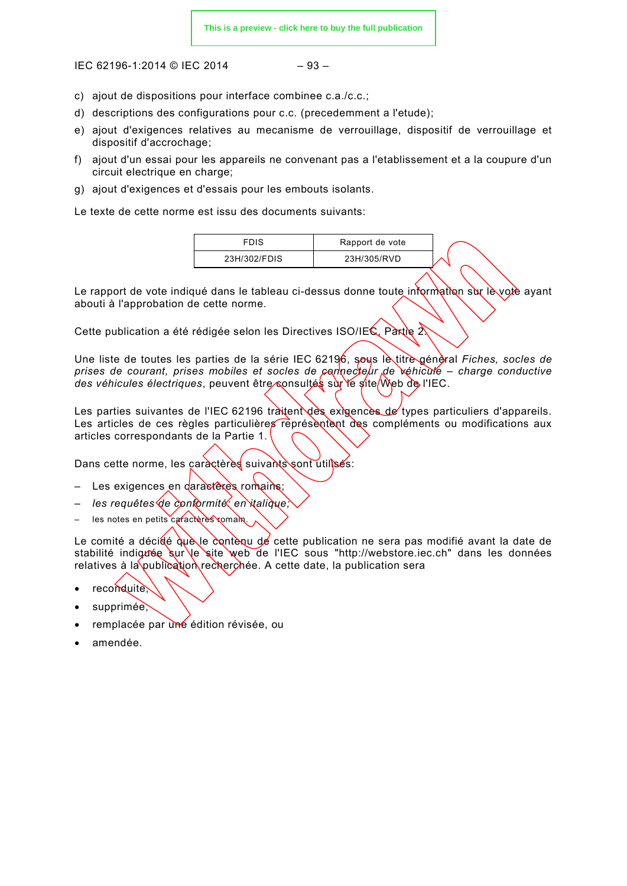c) ajout de dispositions pour interface combinee c.a./c.c.;

d) descriptions des configurations pour c.c. (precedemment a l'etude);

e) ajout d'exigences relatives au mecanisme de verrouillage, dispositif de verrouillage et dispositif d'accrochage;

f) ajout d'un essai pour les appareils ne convenant pas a l'etablissement et a la coupure d'un circuit electrique en charge;

g) ajout d'exigences et d'essais pour les embouts isolants.

Le texte de cette norme est issu des documents suivants:

| FDIS | Rapport de vote |
|---|---|
| 23H/302/FDIS | 23H/305/RVD |

Le rapport de vote indiqué dans le tableau ci-dessus donne toute information sur le vote ayant abouti à l'approbation de cette norme.

Cette publication a été rédigée selon les Directives ISO/IEC, Partie 2.

Une liste de toutes les parties de la série IEC 62196, sous le titre général *Fiches, socles de prises de courant, prises mobiles et socles de connecteur de véhicule – charge conductive des véhicules électriques*, peuvent être consultés sur le site Web de l'IEC.

Les parties suivantes de l'IEC 62196 traitent des exigences de types particuliers d'appareils. Les articles de ces règles particulières représentent des compléments ou modifications aux articles correspondants de la Partie 1.

Dans cette norme, les caractères suivants sont utilisés:

– Les exigences en caractères romains;
– *les requêtes de conformité en italique;*
– les notes en petits caractères romain.

Le comité a décidé que le contenu de cette publication ne sera pas modifié avant la date de stabilité indiquée sur le site web de l'IEC sous "http://webstore.iec.ch" dans les données relatives à la publication recherchée. A cette date, la publication sera

- reconduite,
- supprimée,
- remplacée par une édition révisée, ou
- amendée.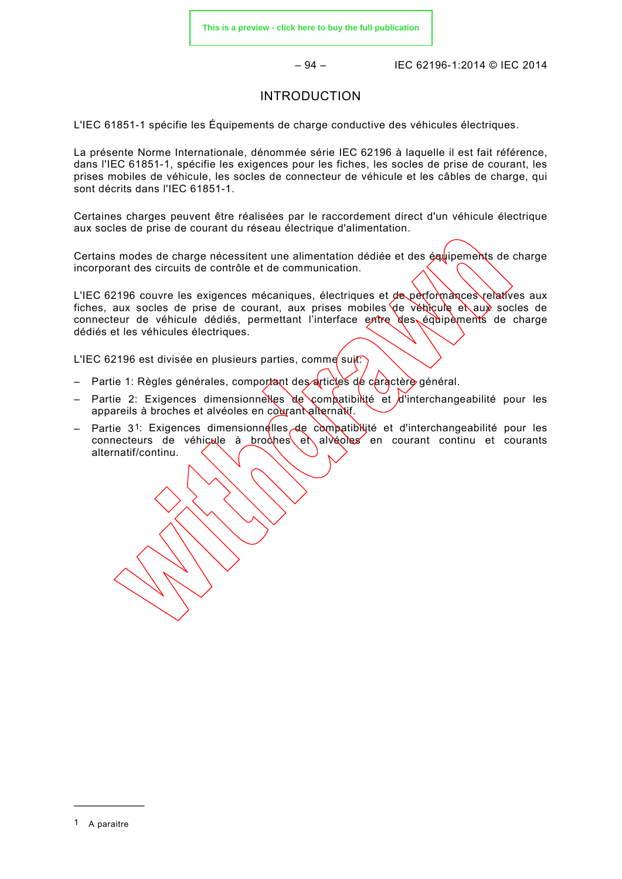# INTRODUCTION

L'IEC 61851-1 spécifie les Équipements de charge conductive des véhicules électriques.

La présente Norme Internationale, dénommée série IEC 62196 à laquelle il est fait référence, dans l'IEC 61851-1, spécifie les exigences pour les fiches, les socles de prise de courant, les prises mobiles de véhicule, les socles de connecteur de véhicule et les câbles de charge, qui sont décrits dans l'IEC 61851-1.

Certaines charges peuvent être réalisées par le raccordement direct d'un véhicule électrique aux socles de prise de courant du réseau électrique d'alimentation.

Certains modes de charge nécessitent une alimentation dédiée et des équipements de charge incorporant des circuits de contrôle et de communication.

L'IEC 62196 couvre les exigences mécaniques, électriques et de performances relatives aux fiches, aux socles de prise de courant, aux prises mobiles de véhicule et aux socles de connecteur de véhicule dédiés, permettant l'interface entre des équipements de charge dédiés et les véhicules électriques.

L'IEC 62196 est divisée en plusieurs parties, comme suit:

- Partie 1: Règles générales, comportant des articles de caractère général.
- Partie 2: Exigences dimensionnelles de compatibilité et d'interchangeabilité pour les appareils à broches et alvéoles en courant alternatif.
- Partie 3[1]: Exigences dimensionnelles de compatibilité et d'interchangeabilité pour les connecteurs de véhicule à broches et alvéoles en courant continu et courants alternatif/continu.

---

1 A paraitre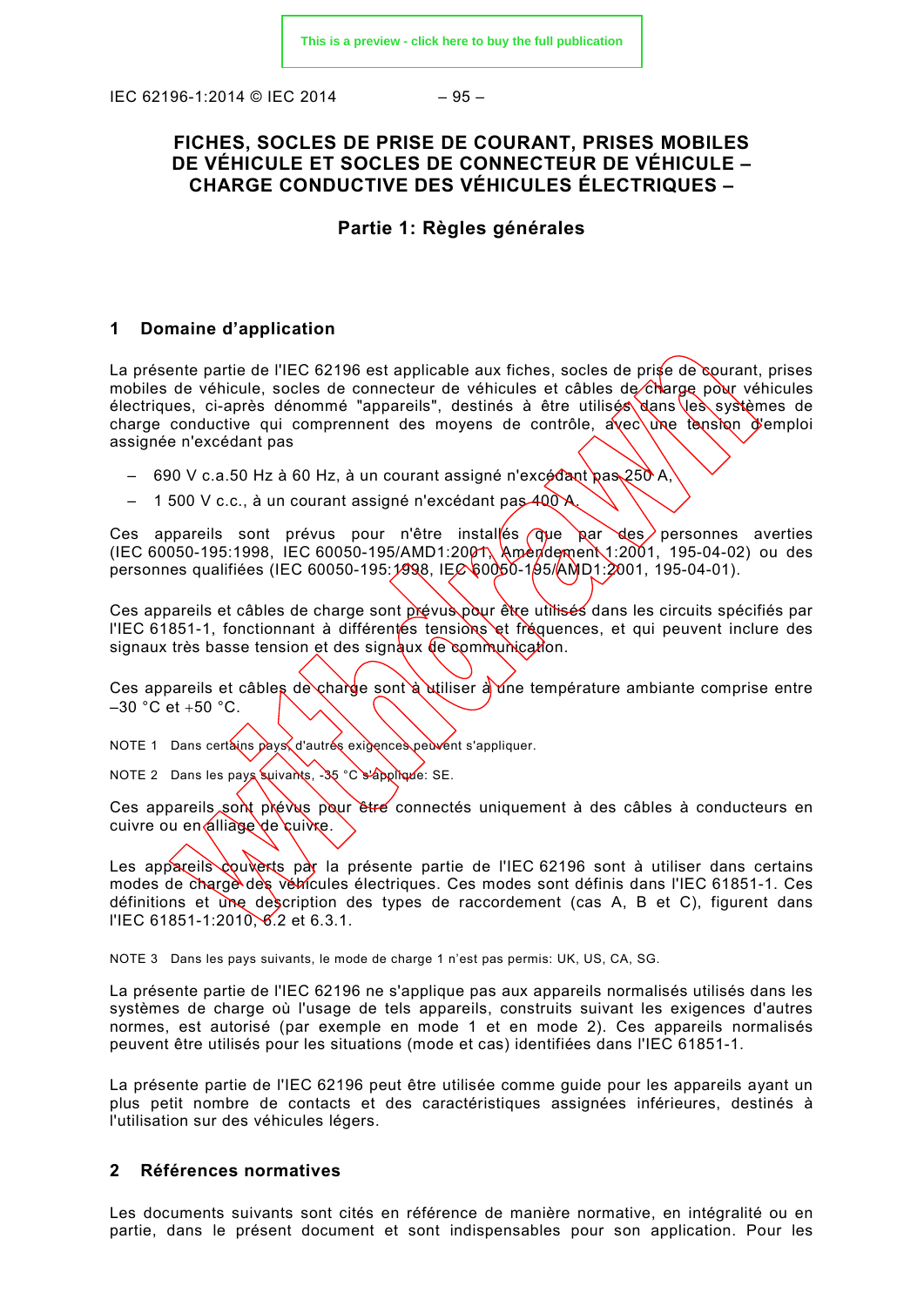# FICHES, SOCLES DE PRISE DE COURANT, PRISES MOBILES DE VÉHICULE ET SOCLES DE CONNECTEUR DE VÉHICULE – CHARGE CONDUCTIVE DES VÉHICULES ÉLECTRIQUES –

## Partie 1: Règles générales

## 1 Domaine d'application

La présente partie de l'IEC 62196 est applicable aux fiches, socles de prise de courant, prises mobiles de véhicule, socles de connecteur de véhicules et câbles de charge pour véhicules électriques, ci-après dénommé "appareils", destinés à être utilisés dans les systèmes de charge conductive qui comprennent des moyens de contrôle, avec une tension d'emploi assignée n'excédant pas

– 690 V c.a.50 Hz à 60 Hz, à un courant assigné n'excédant pas 250 A,

– 1 500 V c.c., à un courant assigné n'excédant pas 400 A.

Ces appareils sont prévus pour n'être installés que par des personnes averties (IEC 60050-195:1998, IEC 60050-195/AMD1:2001, Amendement 1:2001, 195-04-02) ou des personnes qualifiées (IEC 60050-195:1998, IEC 60050-195/AMD1:2001, 195-04-01).

Ces appareils et câbles de charge sont prévus pour être utilisés dans les circuits spécifiés par l'IEC 61851-1, fonctionnant à différentes tensions et fréquences, et qui peuvent inclure des signaux très basse tension et des signaux de communication.

Ces appareils et câbles de charge sont à utiliser à une température ambiante comprise entre –30 °C et +50 °C.

NOTE 1 Dans certains pays, d'autres exigences peuvent s'appliquer.

NOTE 2 Dans les pays suivants, -35 °C s'applique: SE.

Ces appareils sont prévus pour être connectés uniquement à des câbles à conducteurs en cuivre ou en alliage de cuivre.

Les appareils couverts par la présente partie de l'IEC 62196 sont à utiliser dans certains modes de charge des véhicules électriques. Ces modes sont définis dans l'IEC 61851-1. Ces définitions et une description des types de raccordement (cas A, B et C), figurent dans l'IEC 61851-1:2010, 6.2 et 6.3.1.

NOTE 3 Dans les pays suivants, le mode de charge 1 n'est pas permis: UK, US, CA, SG.

La présente partie de l'IEC 62196 ne s'applique pas aux appareils normalisés utilisés dans les systèmes de charge où l'usage de tels appareils, construits suivant les exigences d'autres normes, est autorisé (par exemple en mode 1 et en mode 2). Ces appareils normalisés peuvent être utilisés pour les situations (mode et cas) identifiées dans l'IEC 61851-1.

La présente partie de l'IEC 62196 peut être utilisée comme guide pour les appareils ayant un plus petit nombre de contacts et des caractéristiques assignées inférieures, destinés à l'utilisation sur des véhicules légers.

## 2 Références normatives

Les documents suivants sont cités en référence de manière normative, en intégralité ou en partie, dans le présent document et sont indispensables pour son application. Pour les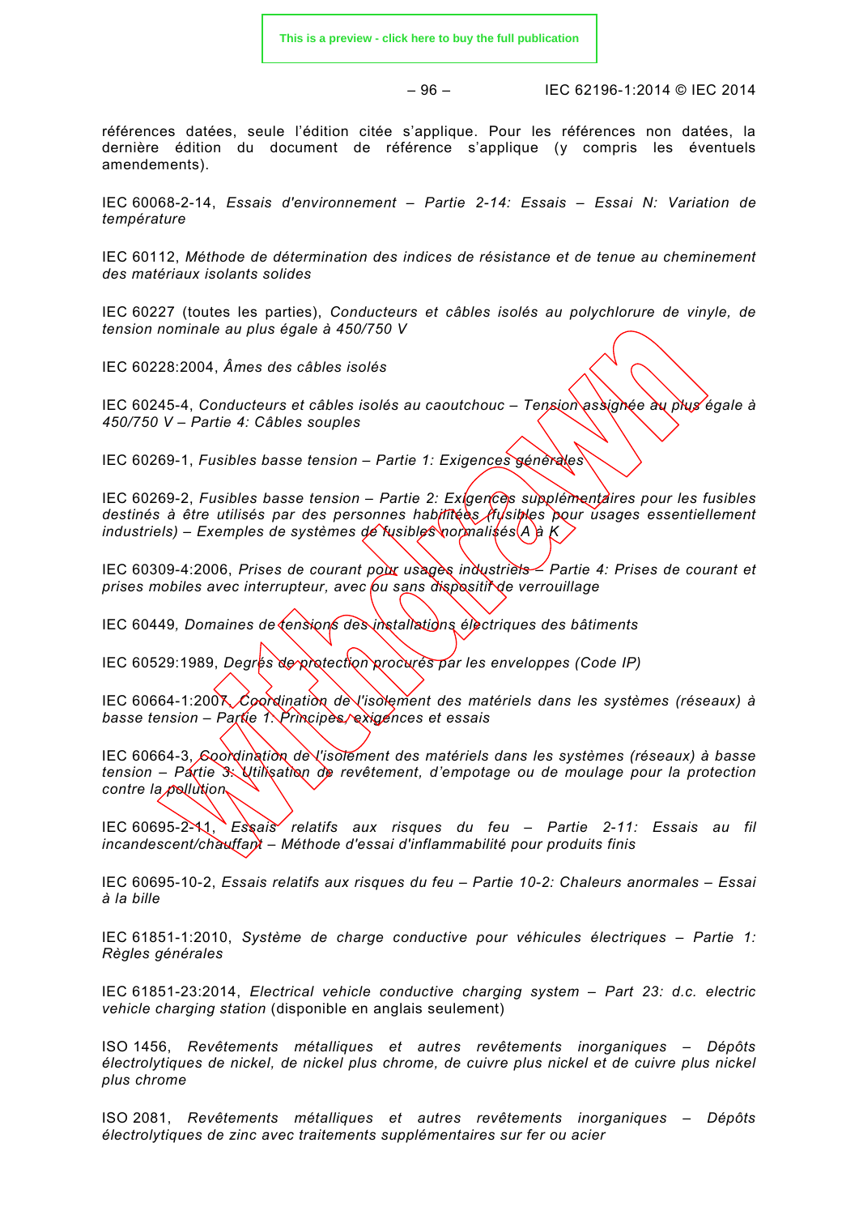références datées, seule l'édition citée s'applique. Pour les références non datées, la dernière édition du document de référence s'applique (y compris les éventuels amendements).

IEC 60068-2-14, *Essais d'environnement – Partie 2-14: Essais – Essai N: Variation de température*

IEC 60112, *Méthode de détermination des indices de résistance et de tenue au cheminement des matériaux isolants solides*

IEC 60227 (toutes les parties), *Conducteurs et câbles isolés au polychlorure de vinyle, de tension nominale au plus égale à 450/750 V*

IEC 60228:2004, *Âmes des câbles isolés*

IEC 60245-4, *Conducteurs et câbles isolés au caoutchouc – Tension assignée au plus égale à 450/750 V – Partie 4: Câbles souples*

IEC 60269-1, *Fusibles basse tension – Partie 1: Exigences générales*

IEC 60269-2, *Fusibles basse tension – Partie 2: Exigences supplémentaires pour les fusibles destinés à être utilisés par des personnes habilitées (fusibles pour usages essentiellement industriels) – Exemples de systèmes de fusibles normalisés A à K*

IEC 60309-4:2006, *Prises de courant pour usages industriels – Partie 4: Prises de courant et prises mobiles avec interrupteur, avec ou sans dispositif de verrouillage*

IEC 60449*, Domaines de tensions des installations électriques des bâtiments*

IEC 60529:1989, *Degrés de protection procurés par les enveloppes (Code IP)*

IEC 60664-1:2007, *Coordination de l'isolement des matériels dans les systèmes (réseaux) à basse tension – Partie 1: Principes, exigences et essais*

IEC 60664-3, *Coordination de l'isolement des matériels dans les systèmes (réseaux) à basse tension – Partie 3: Utilisation de revêtement, d'empotage ou de moulage pour la protection contre la pollution*

IEC 60695-2-11, *Essais relatifs aux risques du feu – Partie 2-11: Essais au fil incandescent/chauffant – Méthode d'essai d'inflammabilité pour produits finis*

IEC 60695-10-2, *Essais relatifs aux risques du feu – Partie 10-2: Chaleurs anormales – Essai à la bille*

IEC 61851-1:2010, *Système de charge conductive pour véhicules électriques – Partie 1: Règles générales*

IEC 61851-23:2014, *Electrical vehicle conductive charging system – Part 23: d.c. electric vehicle charging station* (disponible en anglais seulement)

ISO 1456, *Revêtements métalliques et autres revêtements inorganiques – Dépôts électrolytiques de nickel, de nickel plus chrome, de cuivre plus nickel et de cuivre plus nickel plus chrome*

ISO 2081, *Revêtements métalliques et autres revêtements inorganiques – Dépôts électrolytiques de zinc avec traitements supplémentaires sur fer ou acier*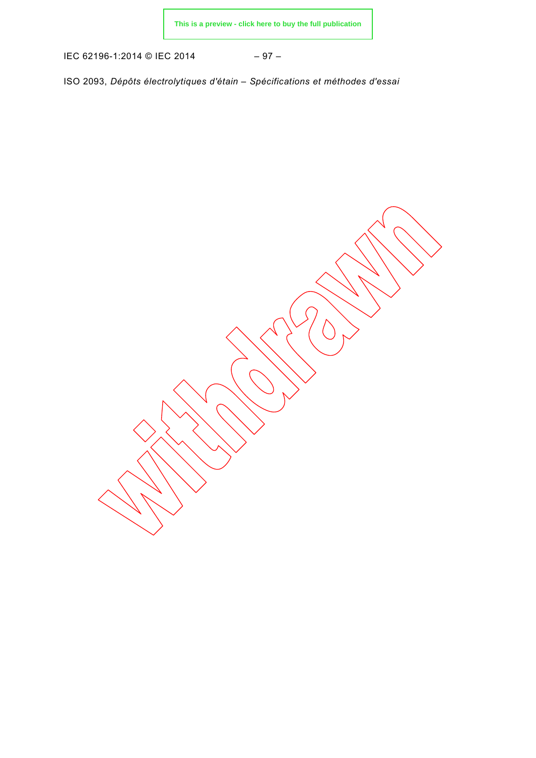ISO 2093, *Dépôts électrolytiques d'étain – Spécifications et méthodes d'essai*